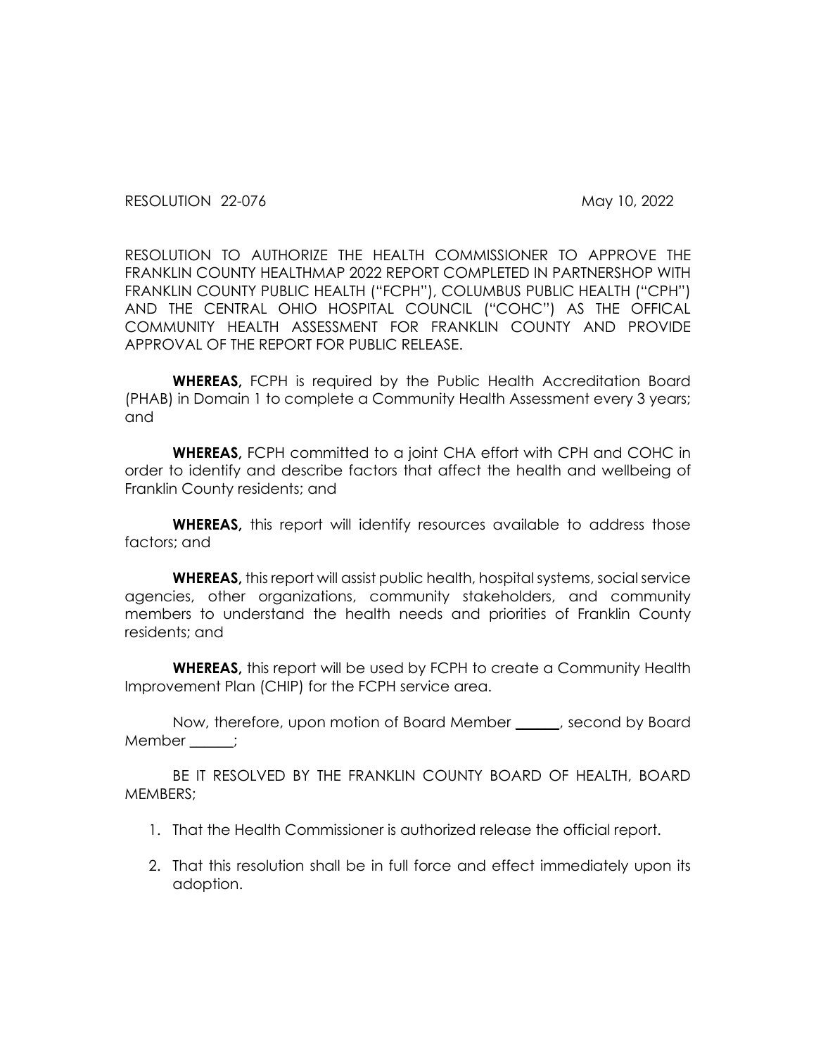RESOLUTION 22-076 May 10, 2022

RESOLUTION TO AUTHORIZE THE HEALTH COMMISSIONER TO APPROVE THE FRANKLIN COUNTY HEALTHMAP 2022 REPORT COMPLETED IN PARTNERSHOP WITH FRANKLIN COUNTY PUBLIC HEALTH ("FCPH"), COLUMBUS PUBLIC HEALTH ("CPH") AND THE CENTRAL OHIO HOSPITAL COUNCIL ("COHC") AS THE OFFICAL COMMUNITY HEALTH ASSESSMENT FOR FRANKLIN COUNTY AND PROVIDE APPROVAL OF THE REPORT FOR PUBLIC RELEASE.

**WHEREAS,** FCPH is required by the Public Health Accreditation Board (PHAB) in Domain 1 to complete a Community Health Assessment every 3 years; and

**WHEREAS,** FCPH committed to a joint CHA effort with CPH and COHC in order to identify and describe factors that affect the health and wellbeing of Franklin County residents; and

**WHEREAS,** this report will identify resources available to address those factors; and

**WHEREAS,** this report will assist public health, hospital systems, social service agencies, other organizations, community stakeholders, and community members to understand the health needs and priorities of Franklin County residents; and

**WHEREAS,** this report will be used by FCPH to create a Community Health Improvement Plan (CHIP) for the FCPH service area.

Now, therefore, upon motion of Board Member **______**, second by Board Member ______;

BE IT RESOLVED BY THE FRANKLIN COUNTY BOARD OF HEALTH, BOARD MEMBERS;

1. That the Health Commissioner is authorized release the official report.

2. That this resolution shall be in full force and effect immediately upon its adoption.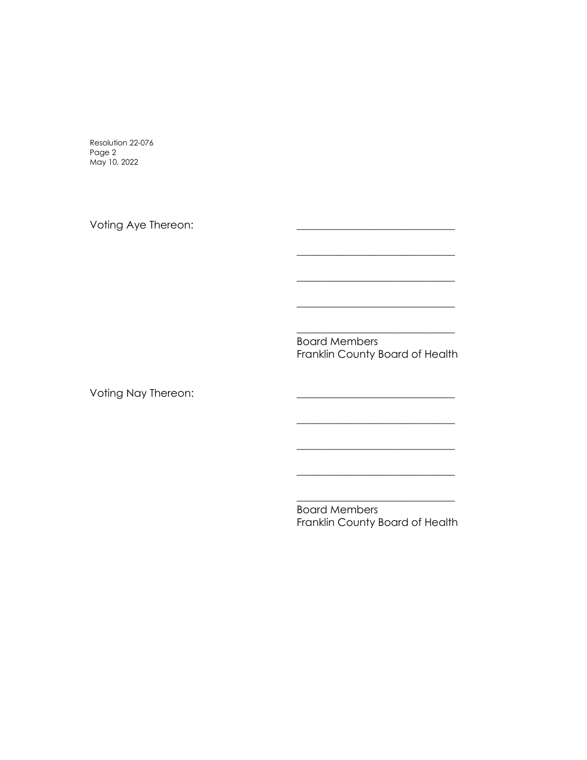Voting Aye Thereon:

______________________________

______________________________

______________________________

______________________________

______________________________
Board Members
Franklin County Board of Health

Voting Nay Thereon:

______________________________

______________________________

______________________________

______________________________

______________________________
Board Members
Franklin County Board of Health